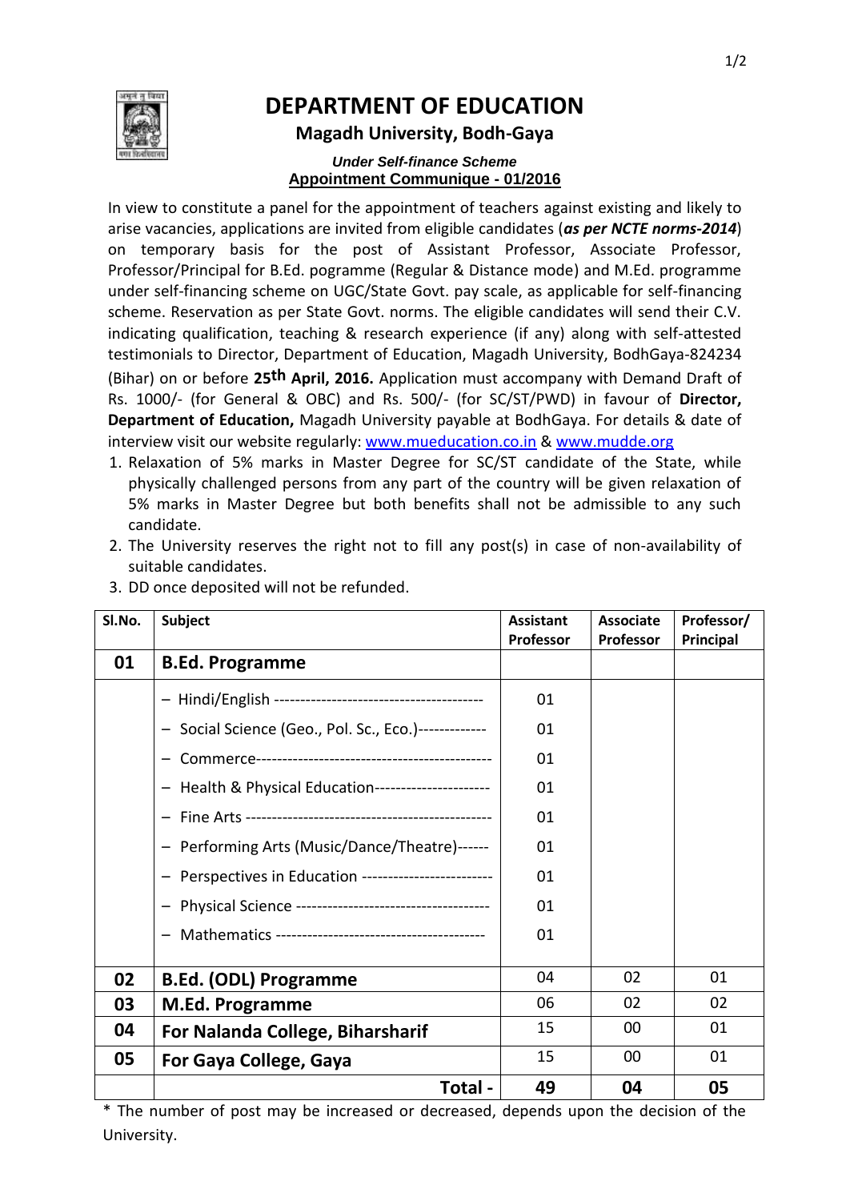# DEPARTMENT OF EDUCATION

## Magadh University, Bodh-Gaya

***Under Self-finance Scheme***

**Appointment Communique - 01/2016**

In view to constitute a panel for the appointment of teachers against existing and likely to arise vacancies, applications are invited from eligible candidates (***as per NCTE norms-2014***) on temporary basis for the post of Assistant Professor, Associate Professor, Professor/Principal for B.Ed. pogramme (Regular & Distance mode) and M.Ed. programme under self-financing scheme on UGC/State Govt. pay scale, as applicable for self-financing scheme. Reservation as per State Govt. norms. The eligible candidates will send their C.V. indicating qualification, teaching & research experience (if any) along with self-attested testimonials to Director, Department of Education, Magadh University, BodhGaya-824234 (Bihar) on or before **25th April, 2016.** Application must accompany with Demand Draft of Rs. 1000/- (for General & OBC) and Rs. 500/- (for SC/ST/PWD) in favour of **Director, Department of Education,** Magadh University payable at BodhGaya. For details & date of interview visit our website regularly: www.mueducation.co.in & www.mudde.org

1. Relaxation of 5% marks in Master Degree for SC/ST candidate of the State, while physically challenged persons from any part of the country will be given relaxation of 5% marks in Master Degree but both benefits shall not be admissible to any such candidate.
2. The University reserves the right not to fill any post(s) in case of non-availability of suitable candidates.
3. DD once deposited will not be refunded.

| Sl.No. | Subject | Assistant Professor | Associate Professor | Professor/ Principal |
|---|---|---|---|---|
| **01** | **B.Ed. Programme** | | | |
| | – Hindi/English | 01 | | |
| | – Social Science (Geo., Pol. Sc., Eco.) | 01 | | |
| | – Commerce | 01 | | |
| | – Health & Physical Education | 01 | | |
| | – Fine Arts | 01 | | |
| | – Performing Arts (Music/Dance/Theatre) | 01 | | |
| | – Perspectives in Education | 01 | | |
| | – Physical Science | 01 | | |
| | – Mathematics | 01 | | |
| **02** | **B.Ed. (ODL) Programme** | 04 | 02 | 01 |
| **03** | **M.Ed. Programme** | 06 | 02 | 02 |
| **04** | **For Nalanda College, Biharsharif** | 15 | 00 | 01 |
| **05** | **For Gaya College, Gaya** | 15 | 00 | 01 |
| | **Total -** | **49** | **04** | **05** |

* The number of post may be increased or decreased, depends upon the decision of the University.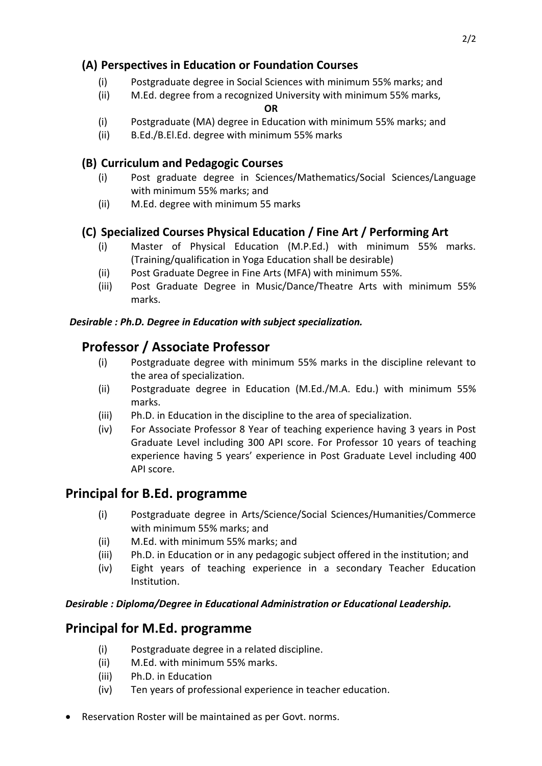### (A) Perspectives in Education or Foundation Courses

(i) Postgraduate degree in Social Sciences with minimum 55% marks; and

(ii) M.Ed. degree from a recognized University with minimum 55% marks,

**OR**

(i) Postgraduate (MA) degree in Education with minimum 55% marks; and

(ii) B.Ed./B.El.Ed. degree with minimum 55% marks

### (B) Curriculum and Pedagogic Courses

(i) Post graduate degree in Sciences/Mathematics/Social Sciences/Language with minimum 55% marks; and

(ii) M.Ed. degree with minimum 55 marks

### (C) Specialized Courses Physical Education / Fine Art / Performing Art

(i) Master of Physical Education (M.P.Ed.) with minimum 55% marks. (Training/qualification in Yoga Education shall be desirable)

(ii) Post Graduate Degree in Fine Arts (MFA) with minimum 55%.

(iii) Post Graduate Degree in Music/Dance/Theatre Arts with minimum 55% marks.

***Desirable : Ph.D. Degree in Education with subject specialization.***

## Professor / Associate Professor

(i) Postgraduate degree with minimum 55% marks in the discipline relevant to the area of specialization.

(ii) Postgraduate degree in Education (M.Ed./M.A. Edu.) with minimum 55% marks.

(iii) Ph.D. in Education in the discipline to the area of specialization.

(iv) For Associate Professor 8 Year of teaching experience having 3 years in Post Graduate Level including 300 API score. For Professor 10 years of teaching experience having 5 years' experience in Post Graduate Level including 400 API score.

## Principal for B.Ed. programme

(i) Postgraduate degree in Arts/Science/Social Sciences/Humanities/Commerce with minimum 55% marks; and

(ii) M.Ed. with minimum 55% marks; and

(iii) Ph.D. in Education or in any pedagogic subject offered in the institution; and

(iv) Eight years of teaching experience in a secondary Teacher Education Institution.

***Desirable : Diploma/Degree in Educational Administration or Educational Leadership.***

## Principal for M.Ed. programme

(i) Postgraduate degree in a related discipline.

(ii) M.Ed. with minimum 55% marks.

(iii) Ph.D. in Education

(iv) Ten years of professional experience in teacher education.

- Reservation Roster will be maintained as per Govt. norms.